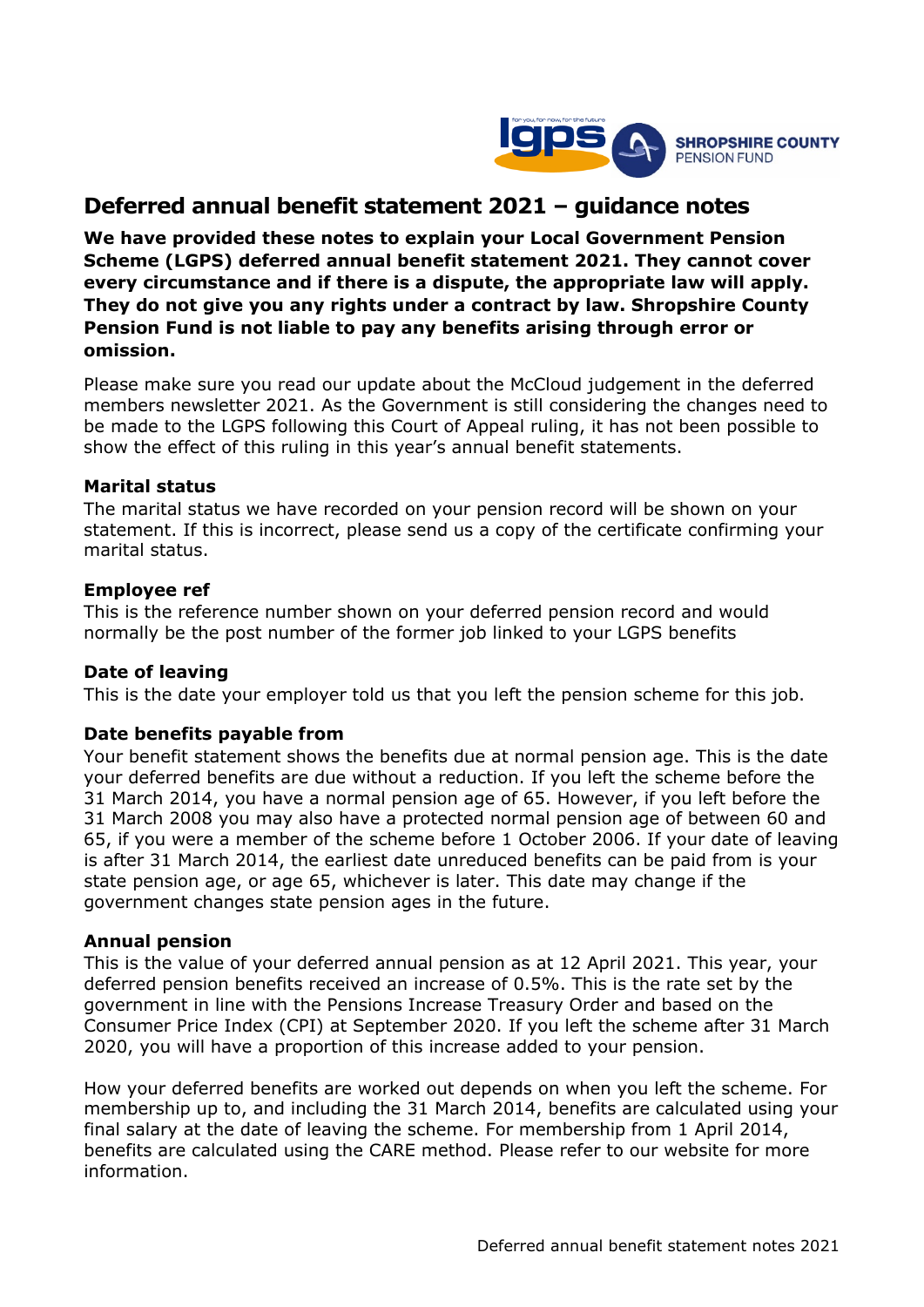# Deferred annual benefit statement 2021 – guidance notes

**We have provided these notes to explain your Local Government Pension Scheme (LGPS) deferred annual benefit statement 2021. They cannot cover every circumstance and if there is a dispute, the appropriate law will apply. They do not give you any rights under a contract by law. Shropshire County Pension Fund is not liable to pay any benefits arising through error or omission.**

Please make sure you read our update about the McCloud judgement in the deferred members newsletter 2021. As the Government is still considering the changes need to be made to the LGPS following this Court of Appeal ruling, it has not been possible to show the effect of this ruling in this year's annual benefit statements.

### Marital status

The marital status we have recorded on your pension record will be shown on your statement. If this is incorrect, please send us a copy of the certificate confirming your marital status.

### Employee ref

This is the reference number shown on your deferred pension record and would normally be the post number of the former job linked to your LGPS benefits

### Date of leaving

This is the date your employer told us that you left the pension scheme for this job.

### Date benefits payable from

Your benefit statement shows the benefits due at normal pension age. This is the date your deferred benefits are due without a reduction. If you left the scheme before the 31 March 2014, you have a normal pension age of 65. However, if you left before the 31 March 2008 you may also have a protected normal pension age of between 60 and 65, if you were a member of the scheme before 1 October 2006. If your date of leaving is after 31 March 2014, the earliest date unreduced benefits can be paid from is your state pension age, or age 65, whichever is later. This date may change if the government changes state pension ages in the future.

### Annual pension

This is the value of your deferred annual pension as at 12 April 2021. This year, your deferred pension benefits received an increase of 0.5%. This is the rate set by the government in line with the Pensions Increase Treasury Order and based on the Consumer Price Index (CPI) at September 2020. If you left the scheme after 31 March 2020, you will have a proportion of this increase added to your pension.

How your deferred benefits are worked out depends on when you left the scheme. For membership up to, and including the 31 March 2014, benefits are calculated using your final salary at the date of leaving the scheme. For membership from 1 April 2014, benefits are calculated using the CARE method. Please refer to our website for more information.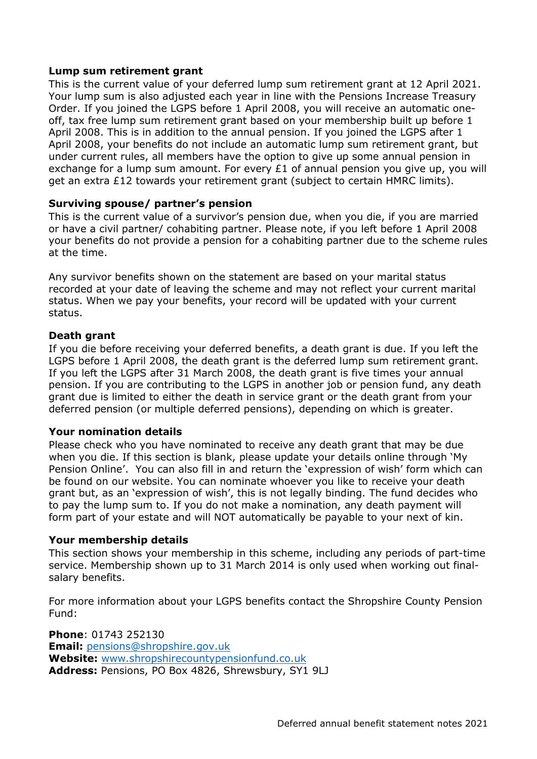**Lump sum retirement grant**
This is the current value of your deferred lump sum retirement grant at 12 April 2021. Your lump sum is also adjusted each year in line with the Pensions Increase Treasury Order. If you joined the LGPS before 1 April 2008, you will receive an automatic one-off, tax free lump sum retirement grant based on your membership built up before 1 April 2008. This is in addition to the annual pension. If you joined the LGPS after 1 April 2008, your benefits do not include an automatic lump sum retirement grant, but under current rules, all members have the option to give up some annual pension in exchange for a lump sum amount. For every £1 of annual pension you give up, you will get an extra £12 towards your retirement grant (subject to certain HMRC limits).

**Surviving spouse/ partner's pension**
This is the current value of a survivor's pension due, when you die, if you are married or have a civil partner/ cohabiting partner. Please note, if you left before 1 April 2008 your benefits do not provide a pension for a cohabiting partner due to the scheme rules at the time.

Any survivor benefits shown on the statement are based on your marital status recorded at your date of leaving the scheme and may not reflect your current marital status. When we pay your benefits, your record will be updated with your current status.

**Death grant**
If you die before receiving your deferred benefits, a death grant is due. If you left the LGPS before 1 April 2008, the death grant is the deferred lump sum retirement grant. If you left the LGPS after 31 March 2008, the death grant is five times your annual pension. If you are contributing to the LGPS in another job or pension fund, any death grant due is limited to either the death in service grant or the death grant from your deferred pension (or multiple deferred pensions), depending on which is greater.

**Your nomination details**
Please check who you have nominated to receive any death grant that may be due when you die. If this section is blank, please update your details online through 'My Pension Online'. You can also fill in and return the 'expression of wish' form which can be found on our website. You can nominate whoever you like to receive your death grant but, as an 'expression of wish', this is not legally binding. The fund decides who to pay the lump sum to. If you do not make a nomination, any death payment will form part of your estate and will NOT automatically be payable to your next of kin.

**Your membership details**
This section shows your membership in this scheme, including any periods of part-time service. Membership shown up to 31 March 2014 is only used when working out final-salary benefits.

For more information about your LGPS benefits contact the Shropshire County Pension Fund:

**Phone**: 01743 252130
**Email:** pensions@shropshire.gov.uk
**Website:** www.shropshirecountypensionfund.co.uk
**Address:** Pensions, PO Box 4826, Shrewsbury, SY1 9LJ